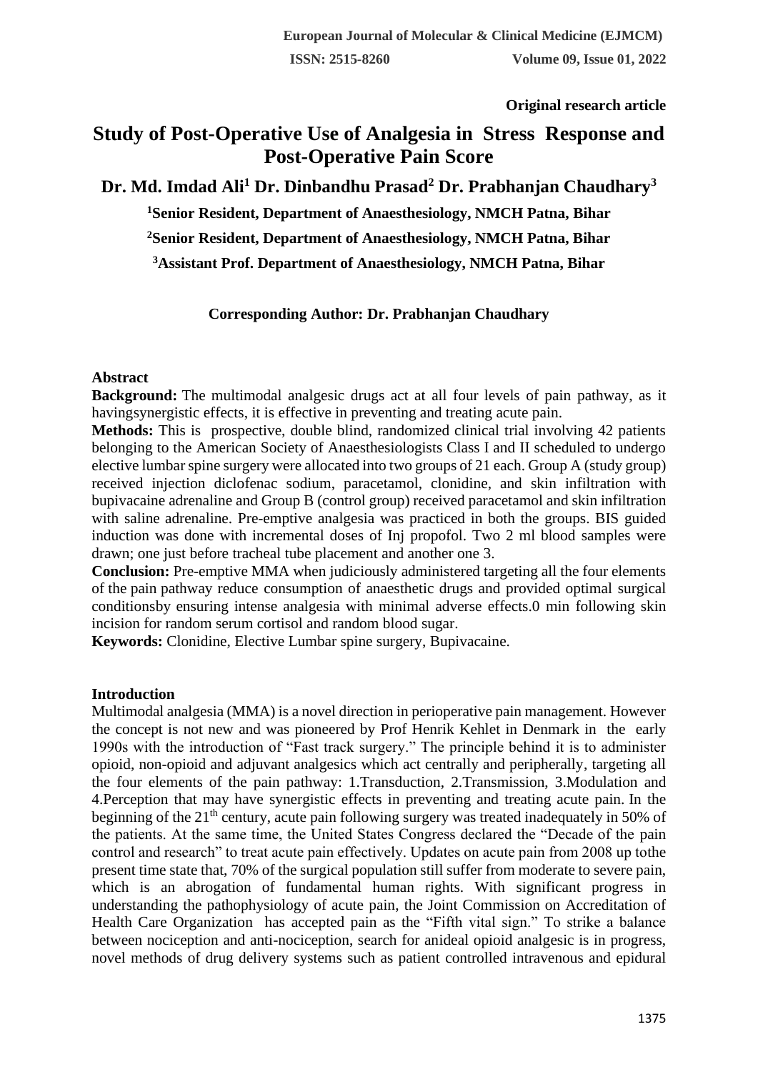**Original research article**

# Study of Post-Operative Use of Analgesia in Stress Response and Post-Operative Pain Score

**Dr. Md. Imdad Ali[1] Dr. Dinbandhu Prasad[2] Dr. Prabhanjan Chaudhary[3]**

**[1]Senior Resident, Department of Anaesthesiology, NMCH Patna, Bihar**

**[2]Senior Resident, Department of Anaesthesiology, NMCH Patna, Bihar**

**[3]Assistant Prof. Department of Anaesthesiology, NMCH Patna, Bihar**

**Corresponding Author: Dr. Prabhanjan Chaudhary**

## Abstract

**Background:** The multimodal analgesic drugs act at all four levels of pain pathway, as it havingsynergistic effects, it is effective in preventing and treating acute pain.

**Methods:** This is prospective, double blind, randomized clinical trial involving 42 patients belonging to the American Society of Anaesthesiologists Class I and II scheduled to undergo elective lumbar spine surgery were allocated into two groups of 21 each. Group A (study group) received injection diclofenac sodium, paracetamol, clonidine, and skin infiltration with bupivacaine adrenaline and Group B (control group) received paracetamol and skin infiltration with saline adrenaline. Pre-emptive analgesia was practiced in both the groups. BIS guided induction was done with incremental doses of Inj propofol. Two 2 ml blood samples were drawn; one just before tracheal tube placement and another one 3.

**Conclusion:** Pre-emptive MMA when judiciously administered targeting all the four elements of the pain pathway reduce consumption of anaesthetic drugs and provided optimal surgical conditionsby ensuring intense analgesia with minimal adverse effects.0 min following skin incision for random serum cortisol and random blood sugar.

**Keywords:** Clonidine, Elective Lumbar spine surgery, Bupivacaine.

## Introduction

Multimodal analgesia (MMA) is a novel direction in perioperative pain management. However the concept is not new and was pioneered by Prof Henrik Kehlet in Denmark in the early 1990s with the introduction of "Fast track surgery." The principle behind it is to administer opioid, non-opioid and adjuvant analgesics which act centrally and peripherally, targeting all the four elements of the pain pathway: 1.Transduction, 2.Transmission, 3.Modulation and 4.Perception that may have synergistic effects in preventing and treating acute pain. In the beginning of the 21[st] century, acute pain following surgery was treated inadequately in 50% of the patients. At the same time, the United States Congress declared the "Decade of the pain control and research" to treat acute pain effectively. Updates on acute pain from 2008 up tothe present time state that, 70% of the surgical population still suffer from moderate to severe pain, which is an abrogation of fundamental human rights. With significant progress in understanding the pathophysiology of acute pain, the Joint Commission on Accreditation of Health Care Organization has accepted pain as the "Fifth vital sign." To strike a balance between nociception and anti-nociception, search for anideal opioid analgesic is in progress, novel methods of drug delivery systems such as patient controlled intravenous and epidural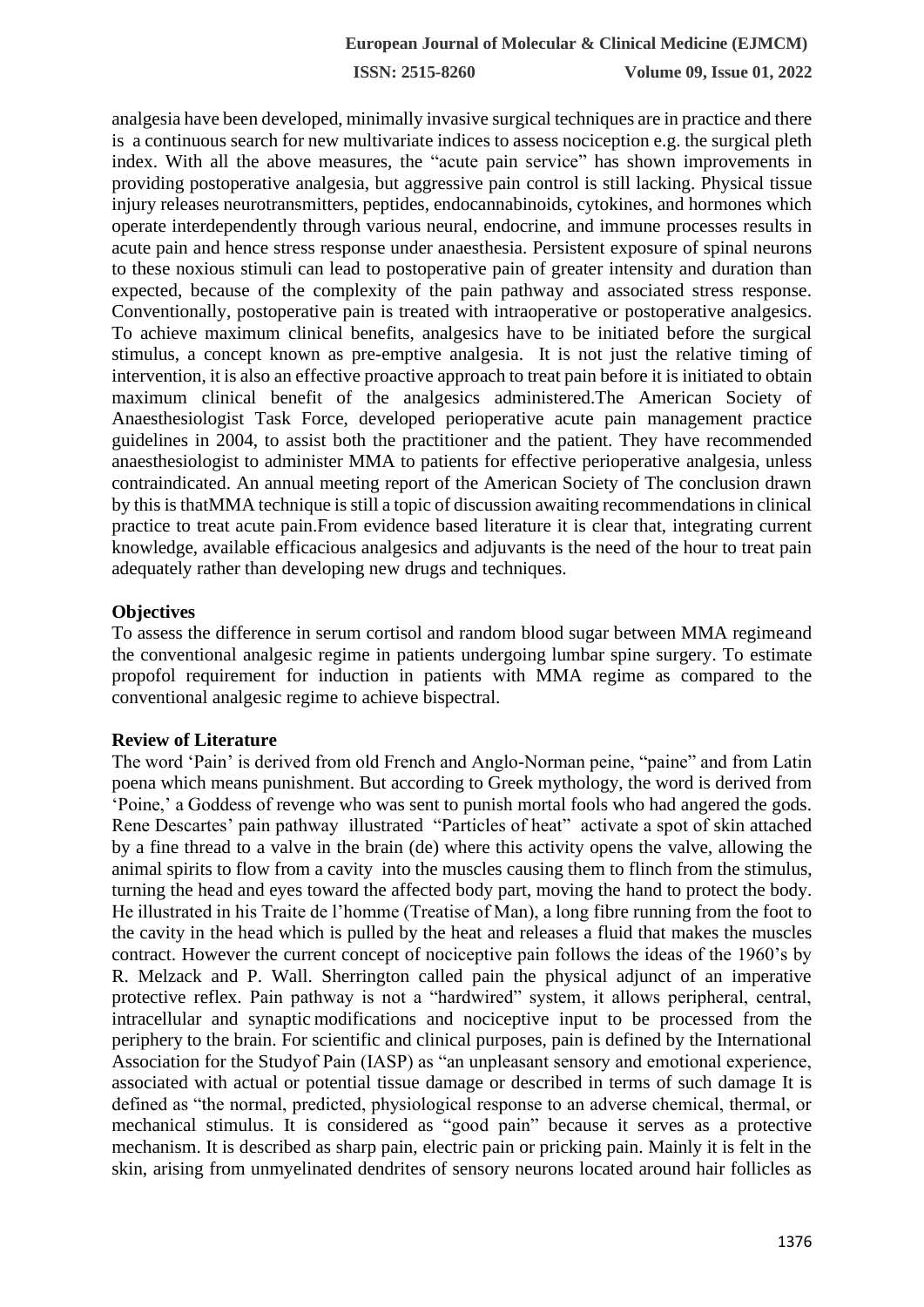analgesia have been developed, minimally invasive surgical techniques are in practice and there is a continuous search for new multivariate indices to assess nociception e.g. the surgical pleth index. With all the above measures, the "acute pain service" has shown improvements in providing postoperative analgesia, but aggressive pain control is still lacking. Physical tissue injury releases neurotransmitters, peptides, endocannabinoids, cytokines, and hormones which operate interdependently through various neural, endocrine, and immune processes results in acute pain and hence stress response under anaesthesia. Persistent exposure of spinal neurons to these noxious stimuli can lead to postoperative pain of greater intensity and duration than expected, because of the complexity of the pain pathway and associated stress response. Conventionally, postoperative pain is treated with intraoperative or postoperative analgesics. To achieve maximum clinical benefits, analgesics have to be initiated before the surgical stimulus, a concept known as pre-emptive analgesia. It is not just the relative timing of intervention, it is also an effective proactive approach to treat pain before it is initiated to obtain maximum clinical benefit of the analgesics administered.The American Society of Anaesthesiologist Task Force, developed perioperative acute pain management practice guidelines in 2004, to assist both the practitioner and the patient. They have recommended anaesthesiologist to administer MMA to patients for effective perioperative analgesia, unless contraindicated. An annual meeting report of the American Society of The conclusion drawn by this is thatMMA technique is still a topic of discussion awaiting recommendations in clinical practice to treat acute pain.From evidence based literature it is clear that, integrating current knowledge, available efficacious analgesics and adjuvants is the need of the hour to treat pain adequately rather than developing new drugs and techniques.

## Objectives

To assess the difference in serum cortisol and random blood sugar between MMA regimeand the conventional analgesic regime in patients undergoing lumbar spine surgery. To estimate propofol requirement for induction in patients with MMA regime as compared to the conventional analgesic regime to achieve bispectral.

## Review of Literature

The word 'Pain' is derived from old French and Anglo-Norman peine, "paine" and from Latin poena which means punishment. But according to Greek mythology, the word is derived from 'Poine,' a Goddess of revenge who was sent to punish mortal fools who had angered the gods. Rene Descartes' pain pathway illustrated "Particles of heat" activate a spot of skin attached by a fine thread to a valve in the brain (de) where this activity opens the valve, allowing the animal spirits to flow from a cavity into the muscles causing them to flinch from the stimulus, turning the head and eyes toward the affected body part, moving the hand to protect the body. He illustrated in his Traite de l'homme (Treatise of Man), a long fibre running from the foot to the cavity in the head which is pulled by the heat and releases a fluid that makes the muscles contract. However the current concept of nociceptive pain follows the ideas of the 1960's by R. Melzack and P. Wall. Sherrington called pain the physical adjunct of an imperative protective reflex. Pain pathway is not a "hardwired" system, it allows peripheral, central, intracellular and synaptic modifications and nociceptive input to be processed from the periphery to the brain. For scientific and clinical purposes, pain is defined by the International Association for the Studyof Pain (IASP) as "an unpleasant sensory and emotional experience, associated with actual or potential tissue damage or described in terms of such damage It is defined as "the normal, predicted, physiological response to an adverse chemical, thermal, or mechanical stimulus. It is considered as "good pain" because it serves as a protective mechanism. It is described as sharp pain, electric pain or pricking pain. Mainly it is felt in the skin, arising from unmyelinated dendrites of sensory neurons located around hair follicles as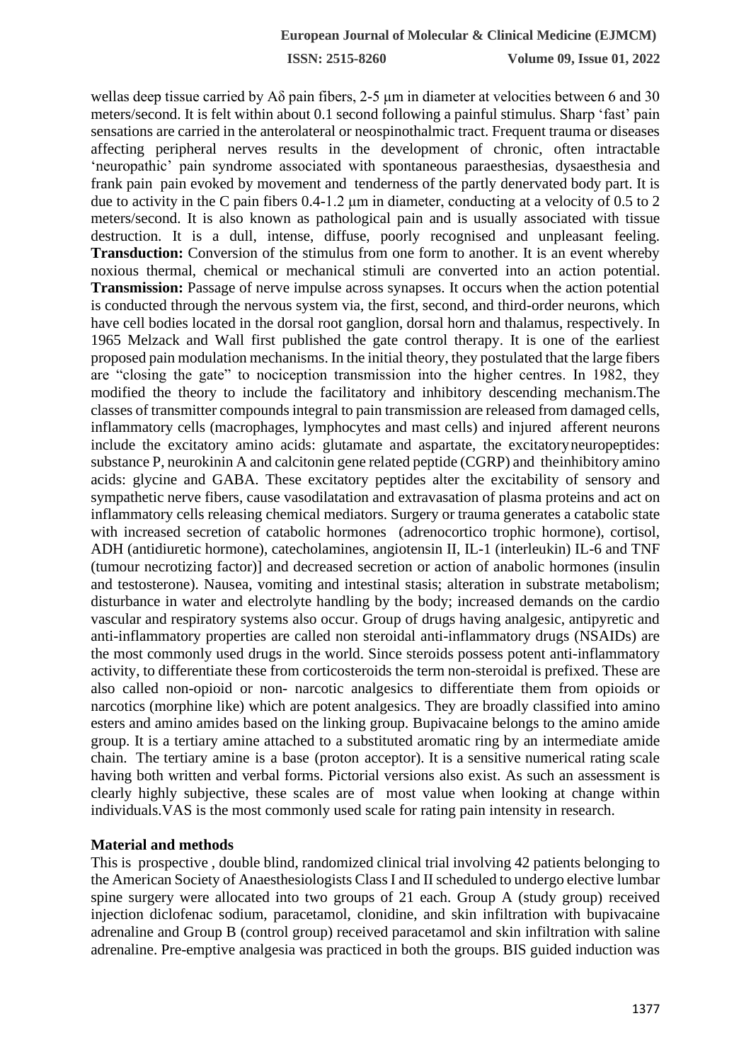wellas deep tissue carried by Aδ pain fibers, 2-5 μm in diameter at velocities between 6 and 30 meters/second. It is felt within about 0.1 second following a painful stimulus. Sharp 'fast' pain sensations are carried in the anterolateral or neospinothalmic tract. Frequent trauma or diseases affecting peripheral nerves results in the development of chronic, often intractable 'neuropathic' pain syndrome associated with spontaneous paraesthesias, dysaesthesia and frank pain pain evoked by movement and tenderness of the partly denervated body part. It is due to activity in the C pain fibers 0.4-1.2 μm in diameter, conducting at a velocity of 0.5 to 2 meters/second. It is also known as pathological pain and is usually associated with tissue destruction. It is a dull, intense, diffuse, poorly recognised and unpleasant feeling. **Transduction:** Conversion of the stimulus from one form to another. It is an event whereby noxious thermal, chemical or mechanical stimuli are converted into an action potential. **Transmission:** Passage of nerve impulse across synapses. It occurs when the action potential is conducted through the nervous system via, the first, second, and third-order neurons, which have cell bodies located in the dorsal root ganglion, dorsal horn and thalamus, respectively. In 1965 Melzack and Wall first published the gate control therapy. It is one of the earliest proposed pain modulation mechanisms. In the initial theory, they postulated that the large fibers are "closing the gate" to nociception transmission into the higher centres. In 1982, they modified the theory to include the facilitatory and inhibitory descending mechanism.The classes of transmitter compounds integral to pain transmission are released from damaged cells, inflammatory cells (macrophages, lymphocytes and mast cells) and injured afferent neurons include the excitatory amino acids: glutamate and aspartate, the excitatoryneuropeptides: substance P, neurokinin A and calcitonin gene related peptide (CGRP) and theinhibitory amino acids: glycine and GABA. These excitatory peptides alter the excitability of sensory and sympathetic nerve fibers, cause vasodilatation and extravasation of plasma proteins and act on inflammatory cells releasing chemical mediators. Surgery or trauma generates a catabolic state with increased secretion of catabolic hormones (adrenocortico trophic hormone), cortisol, ADH (antidiuretic hormone), catecholamines, angiotensin II, IL-1 (interleukin) IL-6 and TNF (tumour necrotizing factor)] and decreased secretion or action of anabolic hormones (insulin and testosterone). Nausea, vomiting and intestinal stasis; alteration in substrate metabolism; disturbance in water and electrolyte handling by the body; increased demands on the cardio vascular and respiratory systems also occur. Group of drugs having analgesic, antipyretic and anti-inflammatory properties are called non steroidal anti-inflammatory drugs (NSAIDs) are the most commonly used drugs in the world. Since steroids possess potent anti-inflammatory activity, to differentiate these from corticosteroids the term non-steroidal is prefixed. These are also called non-opioid or non- narcotic analgesics to differentiate them from opioids or narcotics (morphine like) which are potent analgesics. They are broadly classified into amino esters and amino amides based on the linking group. Bupivacaine belongs to the amino amide group. It is a tertiary amine attached to a substituted aromatic ring by an intermediate amide chain. The tertiary amine is a base (proton acceptor). It is a sensitive numerical rating scale having both written and verbal forms. Pictorial versions also exist. As such an assessment is clearly highly subjective, these scales are of most value when looking at change within individuals.VAS is the most commonly used scale for rating pain intensity in research.

## Material and methods

This is prospective , double blind, randomized clinical trial involving 42 patients belonging to the American Society of Anaesthesiologists Class I and II scheduled to undergo elective lumbar spine surgery were allocated into two groups of 21 each. Group A (study group) received injection diclofenac sodium, paracetamol, clonidine, and skin infiltration with bupivacaine adrenaline and Group B (control group) received paracetamol and skin infiltration with saline adrenaline. Pre-emptive analgesia was practiced in both the groups. BIS guided induction was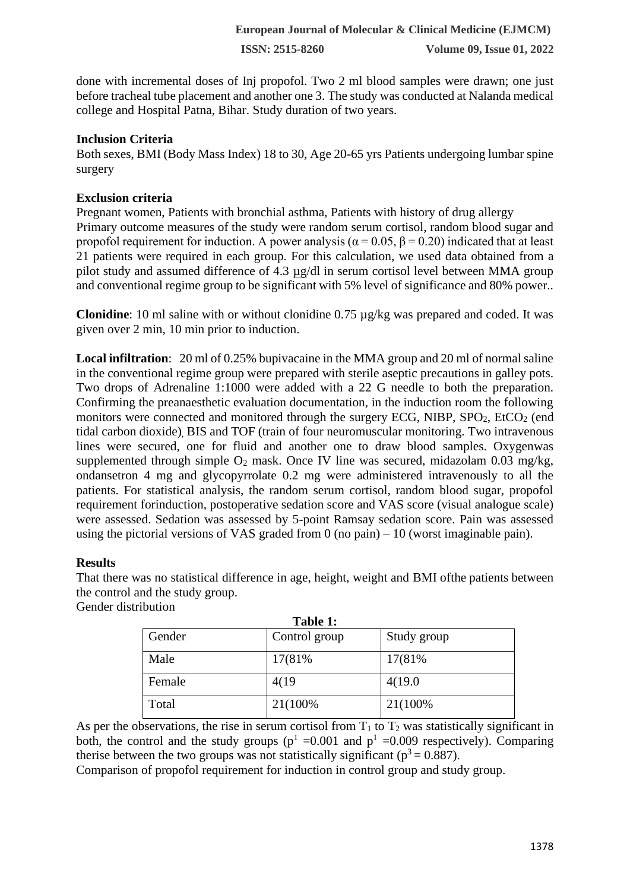done with incremental doses of Inj propofol. Two 2 ml blood samples were drawn; one just before tracheal tube placement and another one 3. The study was conducted at Nalanda medical college and Hospital Patna, Bihar. Study duration of two years.

**Inclusion Criteria**

Both sexes, BMI (Body Mass Index) 18 to 30, Age 20-65 yrs Patients undergoing lumbar spine surgery

**Exclusion criteria**

Pregnant women, Patients with bronchial asthma, Patients with history of drug allergy

Primary outcome measures of the study were random serum cortisol, random blood sugar and propofol requirement for induction. A power analysis ($\alpha = 0.05$, $\beta = 0.20$) indicated that at least 21 patients were required in each group. For this calculation, we used data obtained from a pilot study and assumed difference of 4.3 µg/dl in serum cortisol level between MMA group and conventional regime group to be significant with 5% level of significance and 80% power..

**Clonidine**: 10 ml saline with or without clonidine 0.75 µg/kg was prepared and coded. It was given over 2 min, 10 min prior to induction.

**Local infiltration**: 20 ml of 0.25% bupivacaine in the MMA group and 20 ml of normal saline in the conventional regime group were prepared with sterile aseptic precautions in galley pots. Two drops of Adrenaline 1:1000 were added with a 22 G needle to both the preparation. Confirming the preanaesthetic evaluation documentation, in the induction room the following monitors were connected and monitored through the surgery ECG, NIBP, $SPO_2$, $EtCO_2$ (end tidal carbon dioxide), BIS and TOF (train of four neuromuscular monitoring. Two intravenous lines were secured, one for fluid and another one to draw blood samples. Oxygenwas supplemented through simple $O_2$ mask. Once IV line was secured, midazolam 0.03 mg/kg, ondansetron 4 mg and glycopyrrolate 0.2 mg were administered intravenously to all the patients. For statistical analysis, the random serum cortisol, random blood sugar, propofol requirement forinduction, postoperative sedation score and VAS score (visual analogue scale) were assessed. Sedation was assessed by 5-point Ramsay sedation score. Pain was assessed using the pictorial versions of VAS graded from 0 (no pain) – 10 (worst imaginable pain).

**Results**

That there was no statistical difference in age, height, weight and BMI ofthe patients between the control and the study group.

Gender distribution

**Table 1:**

| Gender | Control group | Study group |
|---|---|---|
| Male | 17(81% | 17(81% |
| Female | 4(19 | 4(19.0 |
| Total | 21(100% | 21(100% |

As per the observations, the rise in serum cortisol from $T_1$ to $T_2$ was statistically significant in both, the control and the study groups ($p^1 = 0.001$ and $p^1 = 0.009$ respectively). Comparing therise between the two groups was not statistically significant ($p^3 = 0.887$).

Comparison of propofol requirement for induction in control group and study group.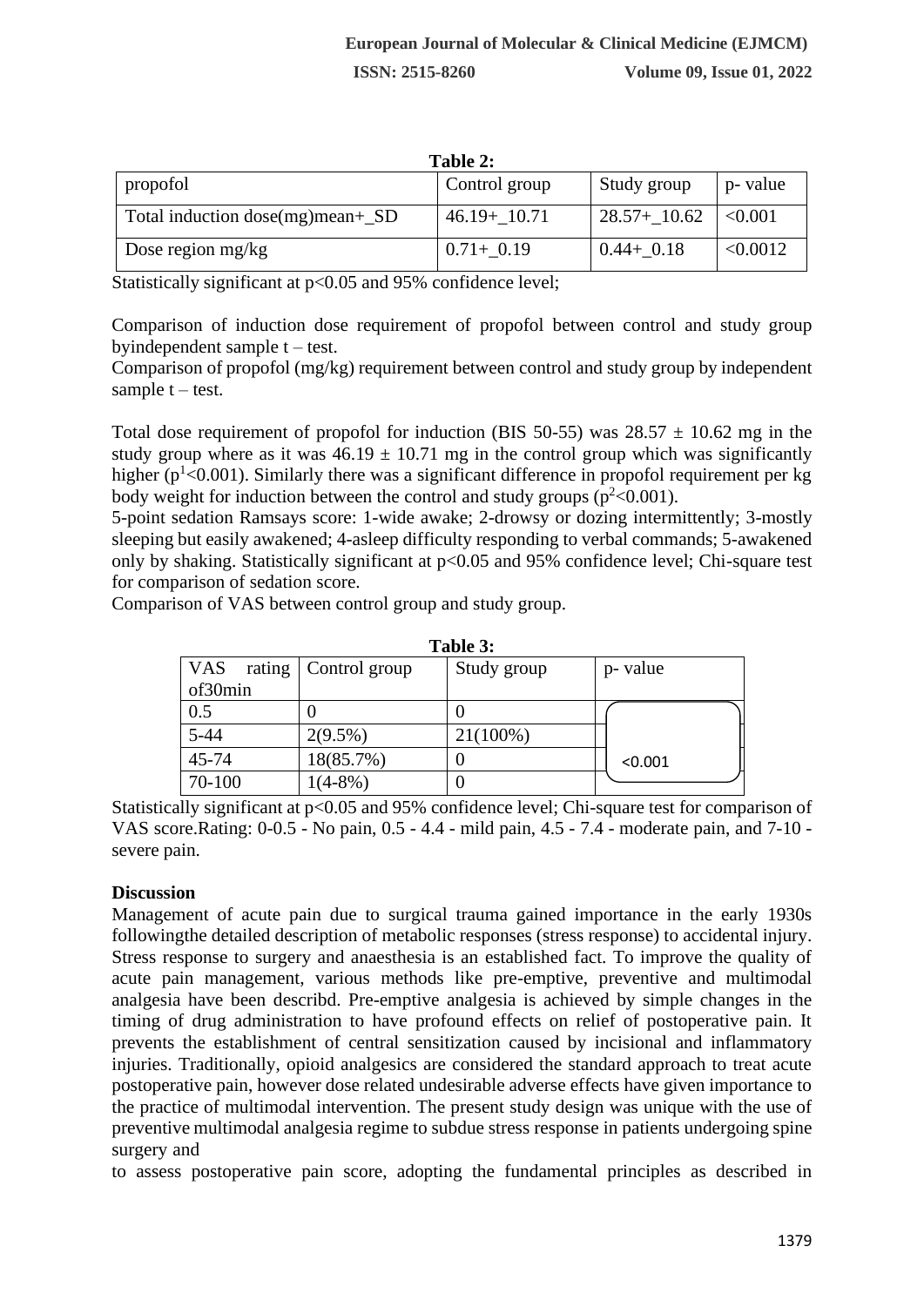**Table 2:**

| propofol | Control group | Study group | p- value |
|---|---|---|---|
| Total induction dose(mg)mean+_SD | 46.19+_10.71 | 28.57+_10.62 | <0.001 |
| Dose region mg/kg | 0.71+_0.19 | 0.44+_0.18 | <0.0012 |

Statistically significant at $p<0.05$ and 95% confidence level;

Comparison of induction dose requirement of propofol between control and study group byindependent sample t – test.
Comparison of propofol (mg/kg) requirement between control and study group by independent sample t – test.

Total dose requirement of propofol for induction (BIS 50-55) was $28.57 \pm 10.62$ mg in the study group where as it was $46.19 \pm 10.71$ mg in the control group which was significantly higher ($p^1<0.001$). Similarly there was a significant difference in propofol requirement per kg body weight for induction between the control and study groups ($p^2<0.001$).
5-point sedation Ramsays score: 1-wide awake; 2-drowsy or dozing intermittently; 3-mostly sleeping but easily awakened; 4-asleep difficulty responding to verbal commands; 5-awakened only by shaking. Statistically significant at $p<0.05$ and 95% confidence level; Chi-square test for comparison of sedation score.
Comparison of VAS between control group and study group.

**Table 3:**

| VAS rating of30min | Control group | Study group | p- value |
|---|---|---|---|
| 0.5 | 0 | 0 | <0.001 |
| 5-44 | 2(9.5%) | 21(100%) | |
| 45-74 | 18(85.7%) | 0 | |
| 70-100 | 1(4-8%) | 0 | |

Statistically significant at $p<0.05$ and 95% confidence level; Chi-square test for comparison of VAS score.Rating: 0-0.5 - No pain, 0.5 - 4.4 - mild pain, 4.5 - 7.4 - moderate pain, and 7-10 - severe pain.

**Discussion**

Management of acute pain due to surgical trauma gained importance in the early 1930s followingthe detailed description of metabolic responses (stress response) to accidental injury. Stress response to surgery and anaesthesia is an established fact. To improve the quality of acute pain management, various methods like pre-emptive, preventive and multimodal analgesia have been describd. Pre-emptive analgesia is achieved by simple changes in the timing of drug administration to have profound effects on relief of postoperative pain. It prevents the establishment of central sensitization caused by incisional and inflammatory injuries. Traditionally, opioid analgesics are considered the standard approach to treat acute postoperative pain, however dose related undesirable adverse effects have given importance to the practice of multimodal intervention. The present study design was unique with the use of preventive multimodal analgesia regime to subdue stress response in patients undergoing spine surgery and

to assess postoperative pain score, adopting the fundamental principles as described in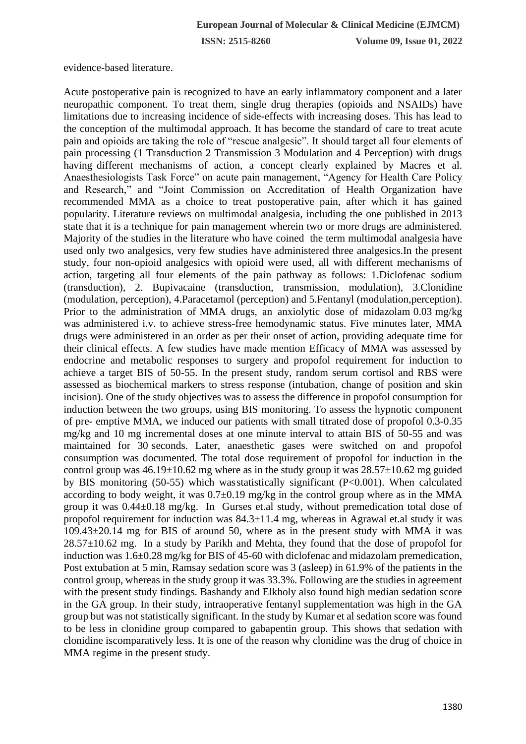evidence-based literature.

Acute postoperative pain is recognized to have an early inflammatory component and a later neuropathic component. To treat them, single drug therapies (opioids and NSAIDs) have limitations due to increasing incidence of side-effects with increasing doses. This has lead to the conception of the multimodal approach. It has become the standard of care to treat acute pain and opioids are taking the role of "rescue analgesic". It should target all four elements of pain processing (1 Transduction 2 Transmission 3 Modulation and 4 Perception) with drugs having different mechanisms of action, a concept clearly explained by Macres et al. Anaesthesiologists Task Force" on acute pain management, "Agency for Health Care Policy and Research," and "Joint Commission on Accreditation of Health Organization have recommended MMA as a choice to treat postoperative pain, after which it has gained popularity. Literature reviews on multimodal analgesia, including the one published in 2013 state that it is a technique for pain management wherein two or more drugs are administered. Majority of the studies in the literature who have coined the term multimodal analgesia have used only two analgesics, very few studies have administered three analgesics.In the present study, four non-opioid analgesics with opioid were used, all with different mechanisms of action, targeting all four elements of the pain pathway as follows: 1.Diclofenac sodium (transduction), 2. Bupivacaine (transduction, transmission, modulation), 3.Clonidine (modulation, perception), 4.Paracetamol (perception) and 5.Fentanyl (modulation,perception). Prior to the administration of MMA drugs, an anxiolytic dose of midazolam 0.03 mg/kg was administered i.v. to achieve stress-free hemodynamic status. Five minutes later, MMA drugs were administered in an order as per their onset of action, providing adequate time for their clinical effects. A few studies have made mention Efficacy of MMA was assessed by endocrine and metabolic responses to surgery and propofol requirement for induction to achieve a target BIS of 50-55. In the present study, random serum cortisol and RBS were assessed as biochemical markers to stress response (intubation, change of position and skin incision). One of the study objectives was to assess the difference in propofol consumption for induction between the two groups, using BIS monitoring. To assess the hypnotic component of pre- emptive MMA, we induced our patients with small titrated dose of propofol 0.3-0.35 mg/kg and 10 mg incremental doses at one minute interval to attain BIS of 50-55 and was maintained for 30 seconds. Later, anaesthetic gases were switched on and propofol consumption was documented. The total dose requirement of propofol for induction in the control group was 46.19±10.62 mg where as in the study group it was 28.57±10.62 mg guided by BIS monitoring (50-55) which wasstatistically significant ($P<0.001$). When calculated according to body weight, it was 0.7±0.19 mg/kg in the control group where as in the MMA group it was 0.44±0.18 mg/kg. In Gurses et.al study, without premedication total dose of propofol requirement for induction was 84.3±11.4 mg, whereas in Agrawal et.al study it was 109.43±20.14 mg for BIS of around 50, where as in the present study with MMA it was 28.57±10.62 mg. In a study by Parikh and Mehta, they found that the dose of propofol for induction was 1.6±0.28 mg/kg for BIS of 45-60 with diclofenac and midazolam premedication, Post extubation at 5 min, Ramsay sedation score was 3 (asleep) in 61.9% of the patients in the control group, whereas in the study group it was 33.3%. Following are the studies in agreement with the present study findings. Bashandy and Elkholy also found high median sedation score in the GA group. In their study, intraoperative fentanyl supplementation was high in the GA group but was not statistically significant. In the study by Kumar et al sedation score was found to be less in clonidine group compared to gabapentin group. This shows that sedation with clonidine iscomparatively less. It is one of the reason why clonidine was the drug of choice in MMA regime in the present study.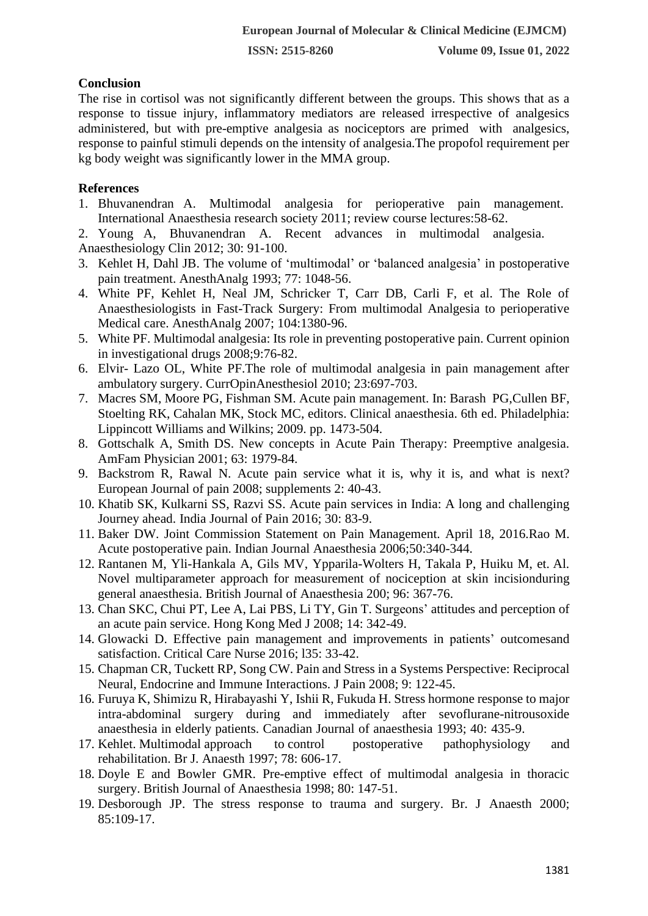## Conclusion

The rise in cortisol was not significantly different between the groups. This shows that as a response to tissue injury, inflammatory mediators are released irrespective of analgesics administered, but with pre-emptive analgesia as nociceptors are primed with analgesics, response to painful stimuli depends on the intensity of analgesia.The propofol requirement per kg body weight was significantly lower in the MMA group.

## References

1. Bhuvanendran A. Multimodal analgesia for perioperative pain management. International Anaesthesia research society 2011; review course lectures:58-62.
2. Young A, Bhuvanendran A. Recent advances in multimodal analgesia. Anaesthesiology Clin 2012; 30: 91-100.
3. Kehlet H, Dahl JB. The volume of 'multimodal' or 'balanced analgesia' in postoperative pain treatment. AnesthAnalg 1993; 77: 1048-56.
4. White PF, Kehlet H, Neal JM, Schricker T, Carr DB, Carli F, et al. The Role of Anaesthesiologists in Fast-Track Surgery: From multimodal Analgesia to perioperative Medical care. AnesthAnalg 2007; 104:1380-96.
5. White PF. Multimodal analgesia: Its role in preventing postoperative pain. Current opinion in investigational drugs 2008;9:76-82.
6. Elvir- Lazo OL, White PF.The role of multimodal analgesia in pain management after ambulatory surgery. CurrOpinAnesthesiol 2010; 23:697-703.
7. Macres SM, Moore PG, Fishman SM. Acute pain management. In: Barash PG,Cullen BF, Stoelting RK, Cahalan MK, Stock MC, editors. Clinical anaesthesia. 6th ed. Philadelphia: Lippincott Williams and Wilkins; 2009. pp. 1473-504.
8. Gottschalk A, Smith DS. New concepts in Acute Pain Therapy: Preemptive analgesia. AmFam Physician 2001; 63: 1979-84.
9. Backstrom R, Rawal N. Acute pain service what it is, why it is, and what is next? European Journal of pain 2008; supplements 2: 40-43.
10. Khatib SK, Kulkarni SS, Razvi SS. Acute pain services in India: A long and challenging Journey ahead. India Journal of Pain 2016; 30: 83-9.
11. Baker DW. Joint Commission Statement on Pain Management. April 18, 2016.Rao M. Acute postoperative pain. Indian Journal Anaesthesia 2006;50:340-344.
12. Rantanen M, Yli-Hankala A, Gils MV, Ypparila-Wolters H, Takala P, Huiku M, et. Al. Novel multiparameter approach for measurement of nociception at skin incisionduring general anaesthesia. British Journal of Anaesthesia 200; 96: 367-76.
13. Chan SKC, Chui PT, Lee A, Lai PBS, Li TY, Gin T. Surgeons' attitudes and perception of an acute pain service. Hong Kong Med J 2008; 14: 342-49.
14. Glowacki D. Effective pain management and improvements in patients' outcomesand satisfaction. Critical Care Nurse 2016; l35: 33-42.
15. Chapman CR, Tuckett RP, Song CW. Pain and Stress in a Systems Perspective: Reciprocal Neural, Endocrine and Immune Interactions. J Pain 2008; 9: 122-45.
16. Furuya K, Shimizu R, Hirabayashi Y, Ishii R, Fukuda H. Stress hormone response to major intra-abdominal surgery during and immediately after sevoflurane-nitrousoxide anaesthesia in elderly patients. Canadian Journal of anaesthesia 1993; 40: 435-9.
17. Kehlet. Multimodal approach to control postoperative pathophysiology and rehabilitation. Br J. Anaesth 1997; 78: 606-17.
18. Doyle E and Bowler GMR. Pre-emptive effect of multimodal analgesia in thoracic surgery. British Journal of Anaesthesia 1998; 80: 147-51.
19. Desborough JP. The stress response to trauma and surgery. Br. J Anaesth 2000; 85:109-17.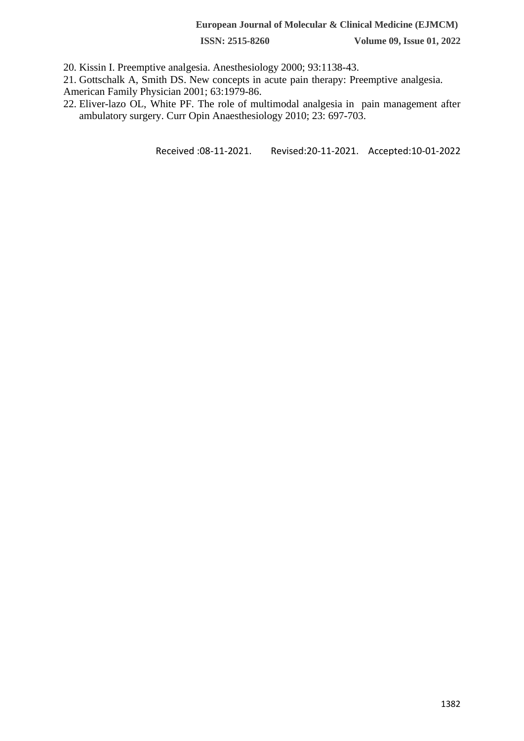20. Kissin I. Preemptive analgesia. Anesthesiology 2000; 93:1138-43.
21. Gottschalk A, Smith DS. New concepts in acute pain therapy: Preemptive analgesia. American Family Physician 2001; 63:1979-86.
22. Eliver-lazo OL, White PF. The role of multimodal analgesia in pain management after ambulatory surgery. Curr Opin Anaesthesiology 2010; 23: 697-703.

Received :08-11-2021. Revised:20-11-2021. Accepted:10-01-2022